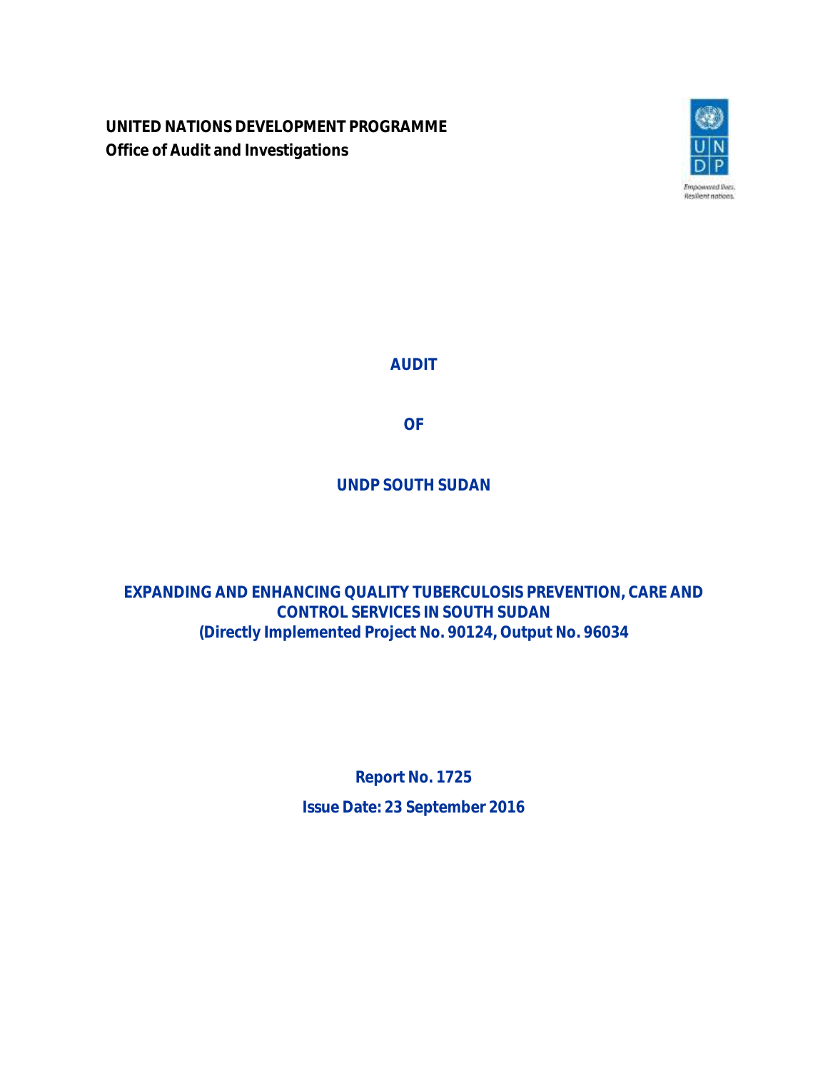**UNITED NATIONS DEVELOPMENT PROGRAMME**
**Office of Audit and Investigations**

# AUDIT

# OF

# UNDP SOUTH SUDAN

## EXPANDING AND ENHANCING QUALITY TUBERCULOSIS PREVENTION, CARE AND CONTROL SERVICES IN SOUTH SUDAN (Directly Implemented Project No. 90124, Output No. 96034

**Report No. 1725**

**Issue Date: 23 September 2016**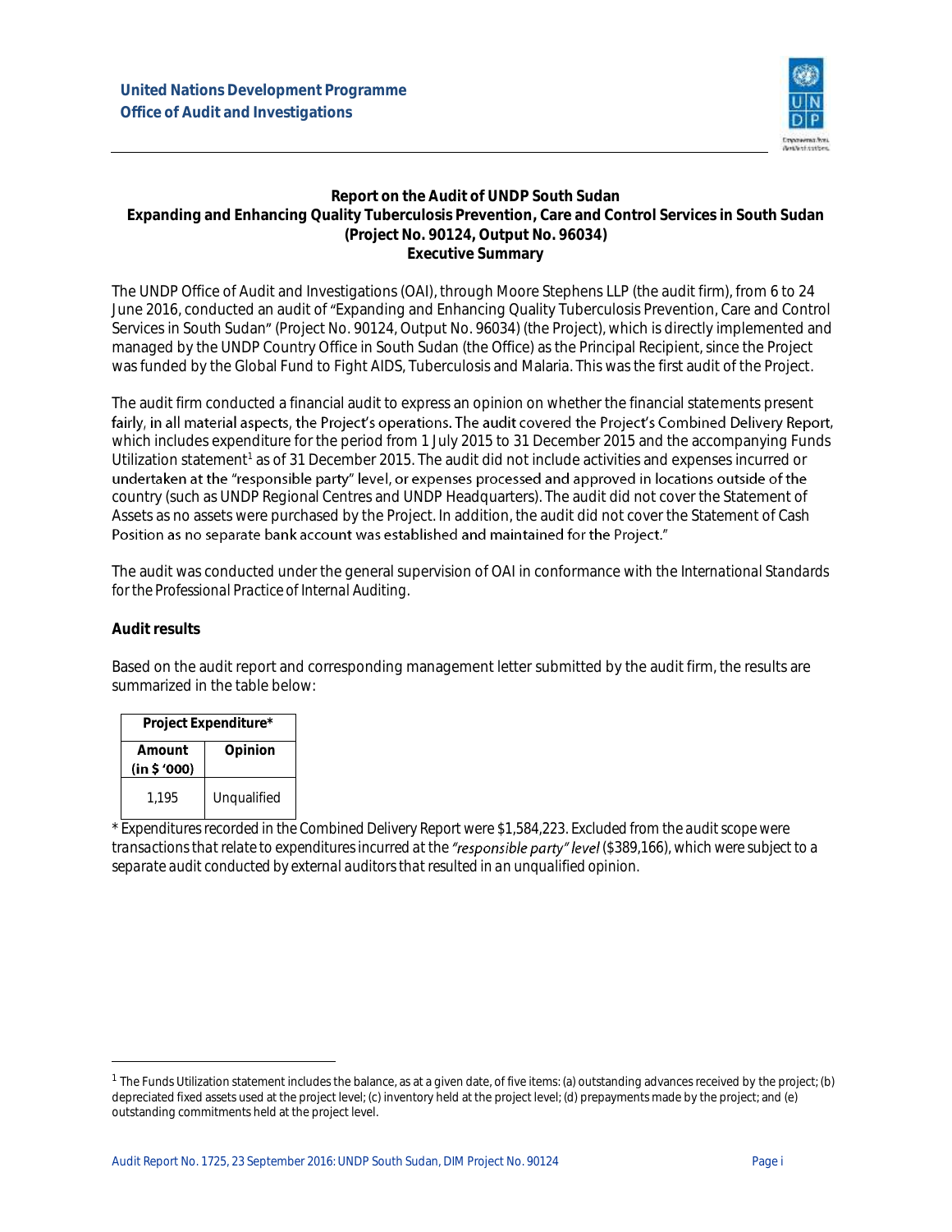**United Nations Development Programme**
**Office of Audit and Investigations**

**Report on the Audit of UNDP South Sudan**
**Expanding and Enhancing Quality Tuberculosis Prevention, Care and Control Services in South Sudan**
**(Project No. 90124, Output No. 96034)**
**Executive Summary**

The UNDP Office of Audit and Investigations (OAI), through Moore Stephens LLP (the audit firm), from 6 to 24 June 2016, conducted an audit of "Expanding and Enhancing Quality Tuberculosis Prevention, Care and Control Services in South Sudan" (Project No. 90124, Output No. 96034) (the Project), which is directly implemented and managed by the UNDP Country Office in South Sudan (the Office) as the Principal Recipient, since the Project was funded by the Global Fund to Fight AIDS, Tuberculosis and Malaria. This was the first audit of the Project.

The audit firm conducted a financial audit to express an opinion on whether the financial statements present fairly, in all material aspects, the Project's operations. The audit covered the Project's Combined Delivery Report, which includes expenditure for the period from 1 July 2015 to 31 December 2015 and the accompanying Funds Utilization statement[1] as of 31 December 2015. The audit did not include activities and expenses incurred or undertaken at the "responsible party" level, or expenses processed and approved in locations outside of the country (such as UNDP Regional Centres and UNDP Headquarters). The audit did not cover the Statement of Assets as no assets were purchased by the Project. In addition, the audit did not cover the Statement of Cash Position as no separate bank account was established and maintained for the Project."

The audit was conducted under the general supervision of OAI in conformance with the *International Standards for the Professional Practice of Internal Auditing*.

**Audit results**

Based on the audit report and corresponding management letter submitted by the audit firm, the results are summarized in the table below:

| Project Expenditure* | |
|---|---|
| **Amount (in $ '000)** | **Opinion** |
| 1,195 | Unqualified |

*\* Expenditures recorded in the Combined Delivery Report were $1,584,223. Excluded from the audit scope were transactions that relate to expenditures incurred at the "responsible party" level ($389,166), which were subject to a separate audit conducted by external auditors that resulted in an unqualified opinion.*

[1] The Funds Utilization statement includes the balance, as at a given date, of five items: (a) outstanding advances received by the project; (b) depreciated fixed assets used at the project level; (c) inventory held at the project level; (d) prepayments made by the project; and (e) outstanding commitments held at the project level.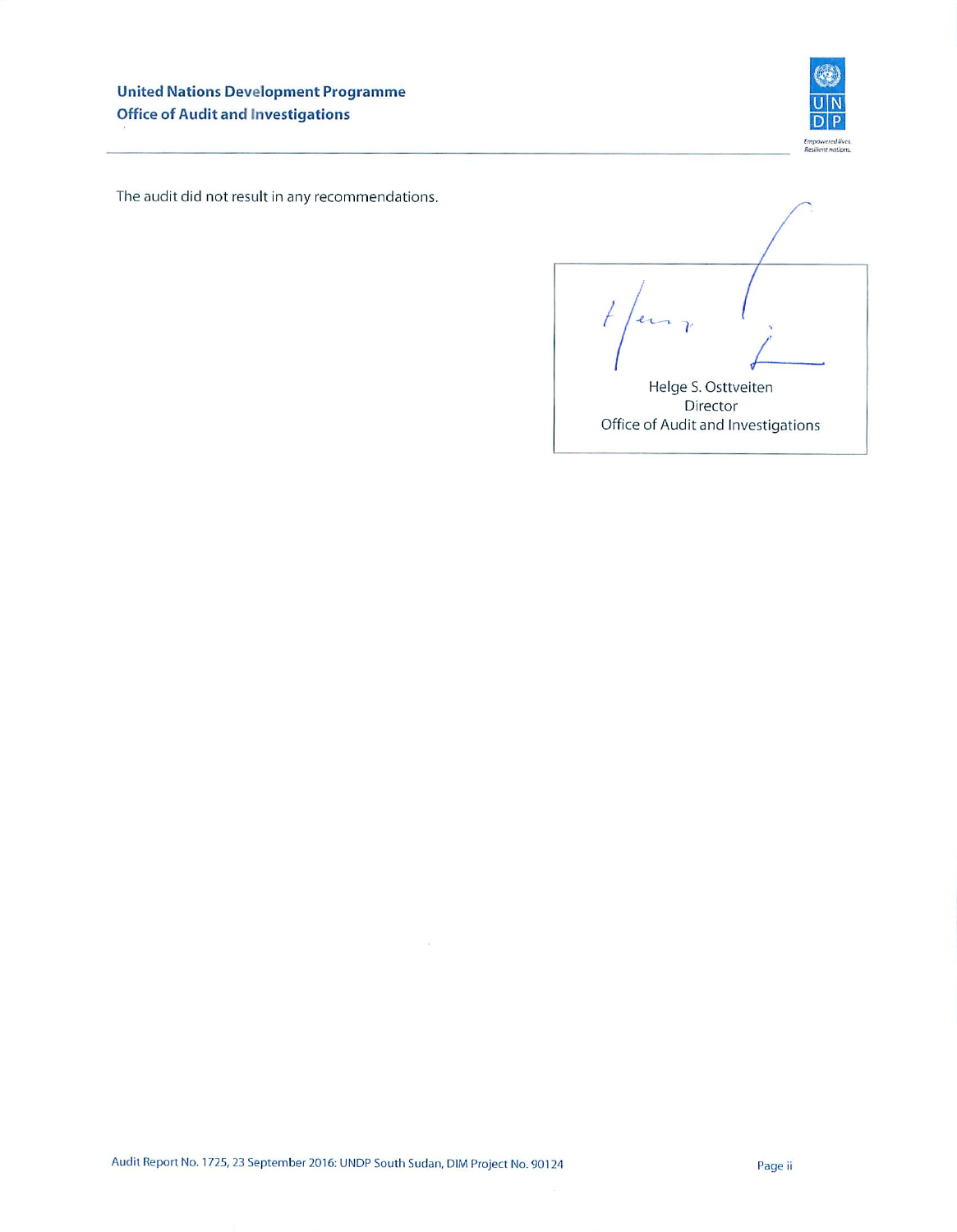The audit did not result in any recommendations.

Helge S. Osttveiten
Director
Office of Audit and Investigations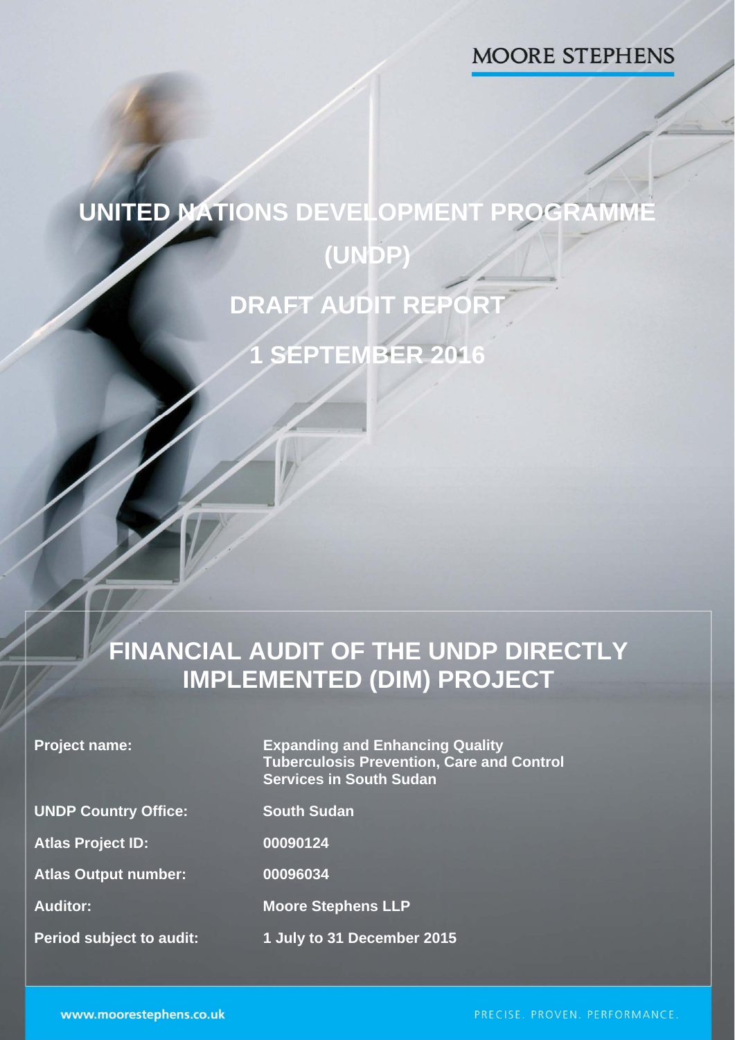MOORE STEPHENS

# UNITED NATIONS DEVELOPMENT PROGRAMME (UNDP)

## DRAFT AUDIT REPORT

## 1 SEPTEMBER 2016

# FINANCIAL AUDIT OF THE UNDP DIRECTLY IMPLEMENTED (DIM) PROJECT

| | |
|---|---|
| **Project name:** | **Expanding and Enhancing Quality Tuberculosis Prevention, Care and Control Services in South Sudan** |
| **UNDP Country Office:** | **South Sudan** |
| **Atlas Project ID:** | **00090124** |
| **Atlas Output number:** | **00096034** |
| **Auditor:** | **Moore Stephens LLP** |
| **Period subject to audit:** | **1 July to 31 December 2015** |

www.moorestephens.co.uk

PRECISE. PROVEN. PERFORMANCE.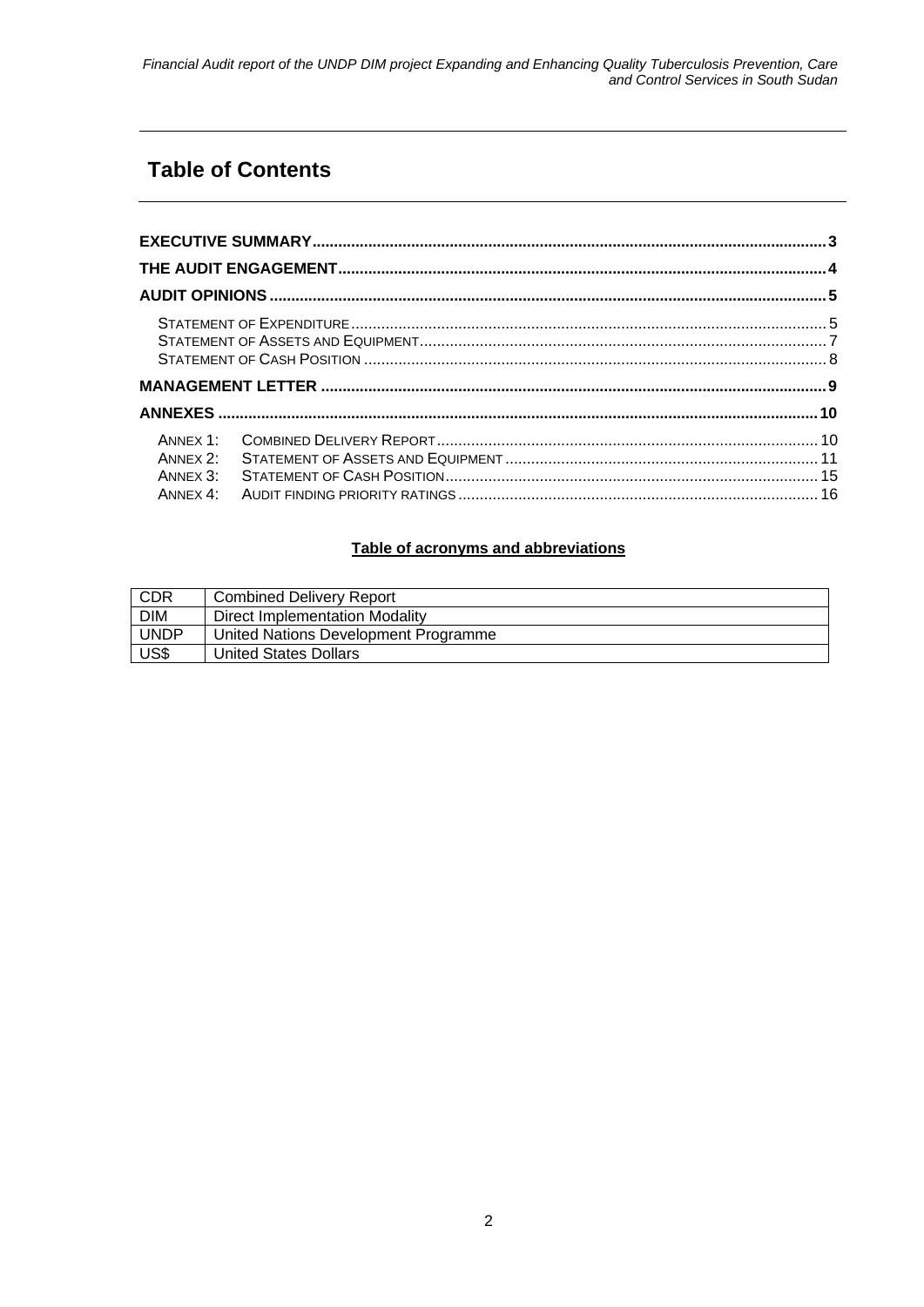# Table of Contents

| | |
|---|---|
| **EXECUTIVE SUMMARY** | **3** |
| **THE AUDIT ENGAGEMENT** | **4** |
| **AUDIT OPINIONS** | **5** |
| STATEMENT OF EXPENDITURE | 5 |
| STATEMENT OF ASSETS AND EQUIPMENT | 7 |
| STATEMENT OF CASH POSITION | 8 |
| **MANAGEMENT LETTER** | **9** |
| **ANNEXES** | **10** |
| ANNEX 1: COMBINED DELIVERY REPORT | 10 |
| ANNEX 2: STATEMENT OF ASSETS AND EQUIPMENT | 11 |
| ANNEX 3: STATEMENT OF CASH POSITION | 15 |
| ANNEX 4: AUDIT FINDING PRIORITY RATINGS | 16 |

**Table of acronyms and abbreviations**

| | |
|---|---|
| CDR | Combined Delivery Report |
| DIM | Direct Implementation Modality |
| UNDP | United Nations Development Programme |
| US$ | United States Dollars |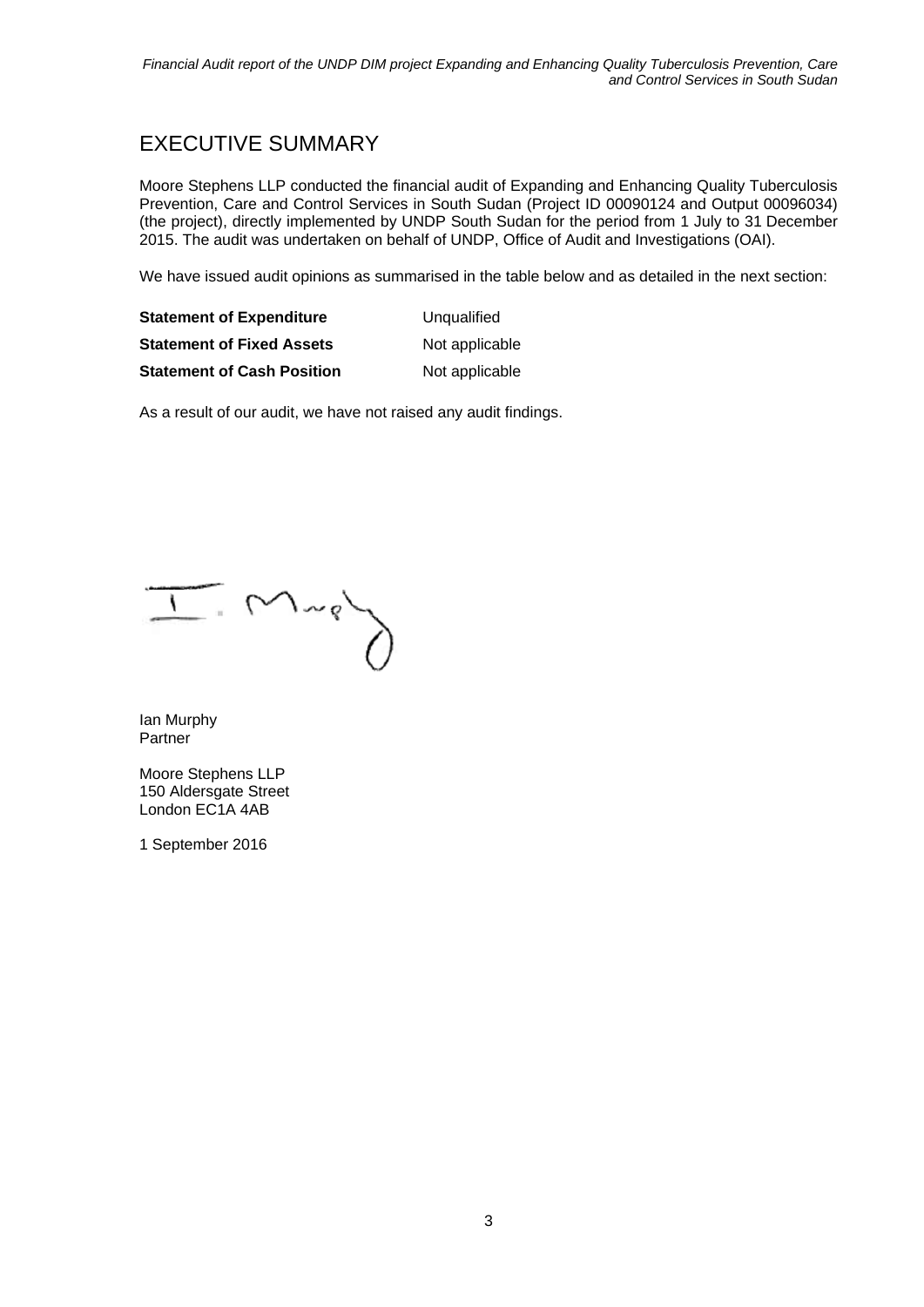# EXECUTIVE SUMMARY

Moore Stephens LLP conducted the financial audit of Expanding and Enhancing Quality Tuberculosis Prevention, Care and Control Services in South Sudan (Project ID 00090124 and Output 00096034) (the project), directly implemented by UNDP South Sudan for the period from 1 July to 31 December 2015. The audit was undertaken on behalf of UNDP, Office of Audit and Investigations (OAI).

We have issued audit opinions as summarised in the table below and as detailed in the next section:

| | |
|---|---|
| **Statement of Expenditure** | Unqualified |
| **Statement of Fixed Assets** | Not applicable |
| **Statement of Cash Position** | Not applicable |

As a result of our audit, we have not raised any audit findings.

Ian Murphy
Partner

Moore Stephens LLP
150 Aldersgate Street
London EC1A 4AB

1 September 2016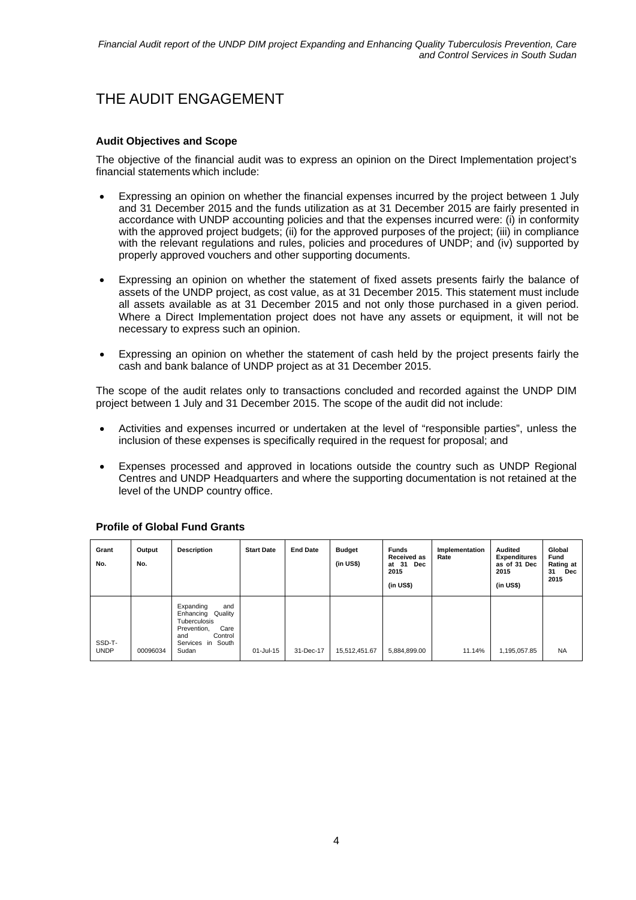# THE AUDIT ENGAGEMENT

### Audit Objectives and Scope

The objective of the financial audit was to express an opinion on the Direct Implementation project's financial statements which include:

- Expressing an opinion on whether the financial expenses incurred by the project between 1 July and 31 December 2015 and the funds utilization as at 31 December 2015 are fairly presented in accordance with UNDP accounting policies and that the expenses incurred were: (i) in conformity with the approved project budgets; (ii) for the approved purposes of the project; (iii) in compliance with the relevant regulations and rules, policies and procedures of UNDP; and (iv) supported by properly approved vouchers and other supporting documents.

- Expressing an opinion on whether the statement of fixed assets presents fairly the balance of assets of the UNDP project, as cost value, as at 31 December 2015. This statement must include all assets available as at 31 December 2015 and not only those purchased in a given period. Where a Direct Implementation project does not have any assets or equipment, it will not be necessary to express such an opinion.

- Expressing an opinion on whether the statement of cash held by the project presents fairly the cash and bank balance of UNDP project as at 31 December 2015.

The scope of the audit relates only to transactions concluded and recorded against the UNDP DIM project between 1 July and 31 December 2015. The scope of the audit did not include:

- Activities and expenses incurred or undertaken at the level of "responsible parties", unless the inclusion of these expenses is specifically required in the request for proposal; and

- Expenses processed and approved in locations outside the country such as UNDP Regional Centres and UNDP Headquarters and where the supporting documentation is not retained at the level of the UNDP country office.

### Profile of Global Fund Grants

| Grant No. | Output No. | Description | Start Date | End Date | Budget (in US$) | Funds Received as at 31 Dec 2015 (in US$) | Implementation Rate | Audited Expenditures as of 31 Dec 2015 (in US$) | Global Fund Rating at 31 Dec 2015 |
|---|---|---|---|---|---|---|---|---|---|
| SSD-T-UNDP | 00096034 | Expanding and Enhancing Quality Tuberculosis Prevention, Care and Control Services in South Sudan | 01-Jul-15 | 31-Dec-17 | 15,512,451.67 | 5,884,899.00 | 11.14% | 1,195,057.85 | NA |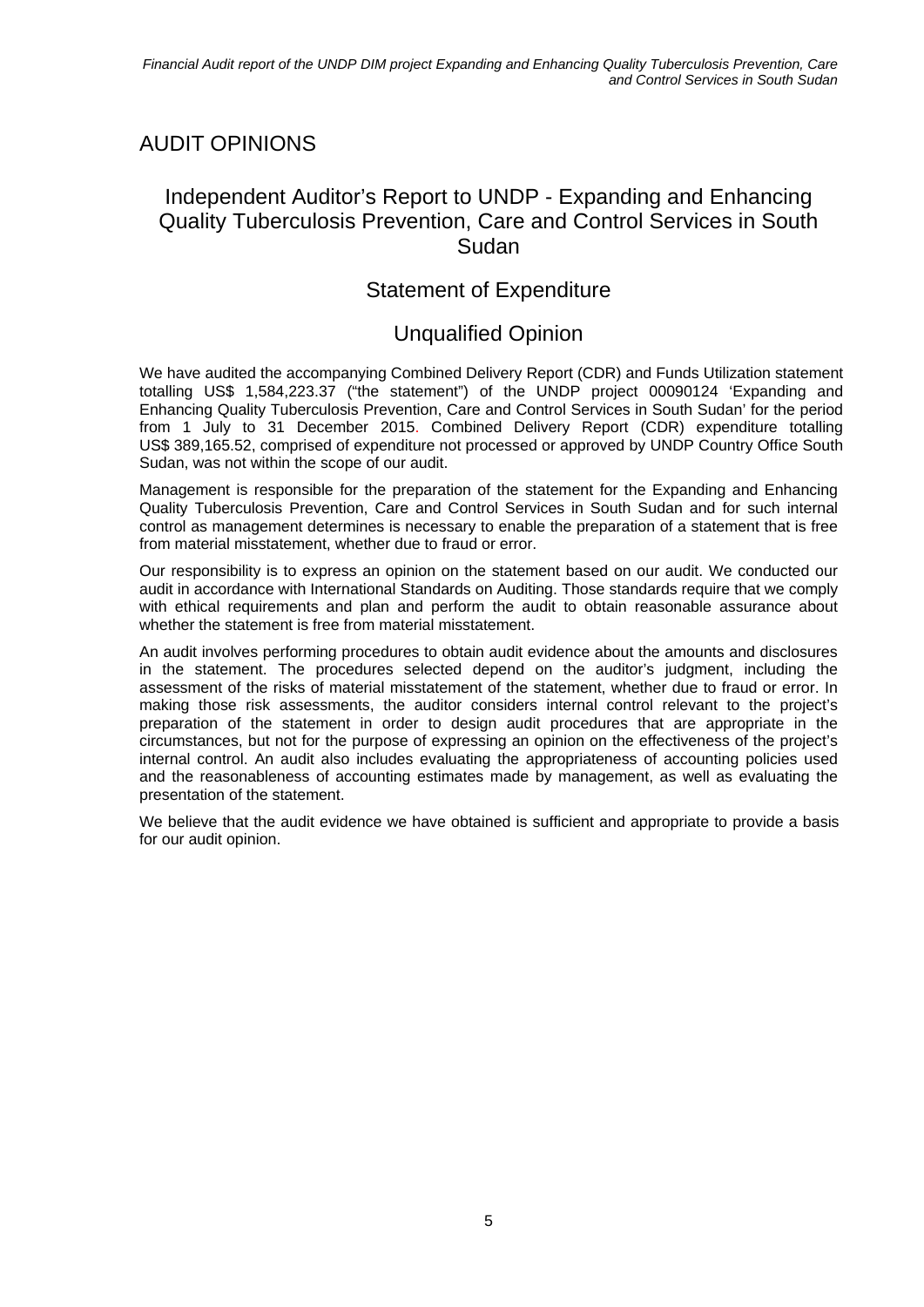# AUDIT OPINIONS

## Independent Auditor's Report to UNDP - Expanding and Enhancing Quality Tuberculosis Prevention, Care and Control Services in South Sudan

## Statement of Expenditure

## Unqualified Opinion

We have audited the accompanying Combined Delivery Report (CDR) and Funds Utilization statement totalling US$ 1,584,223.37 ("the statement") of the UNDP project 00090124 'Expanding and Enhancing Quality Tuberculosis Prevention, Care and Control Services in South Sudan' for the period from 1 July to 31 December 2015. Combined Delivery Report (CDR) expenditure totalling US$ 389,165.52, comprised of expenditure not processed or approved by UNDP Country Office South Sudan, was not within the scope of our audit.

Management is responsible for the preparation of the statement for the Expanding and Enhancing Quality Tuberculosis Prevention, Care and Control Services in South Sudan and for such internal control as management determines is necessary to enable the preparation of a statement that is free from material misstatement, whether due to fraud or error.

Our responsibility is to express an opinion on the statement based on our audit. We conducted our audit in accordance with International Standards on Auditing. Those standards require that we comply with ethical requirements and plan and perform the audit to obtain reasonable assurance about whether the statement is free from material misstatement.

An audit involves performing procedures to obtain audit evidence about the amounts and disclosures in the statement. The procedures selected depend on the auditor's judgment, including the assessment of the risks of material misstatement of the statement, whether due to fraud or error. In making those risk assessments, the auditor considers internal control relevant to the project's preparation of the statement in order to design audit procedures that are appropriate in the circumstances, but not for the purpose of expressing an opinion on the effectiveness of the project's internal control. An audit also includes evaluating the appropriateness of accounting policies used and the reasonableness of accounting estimates made by management, as well as evaluating the presentation of the statement.

We believe that the audit evidence we have obtained is sufficient and appropriate to provide a basis for our audit opinion.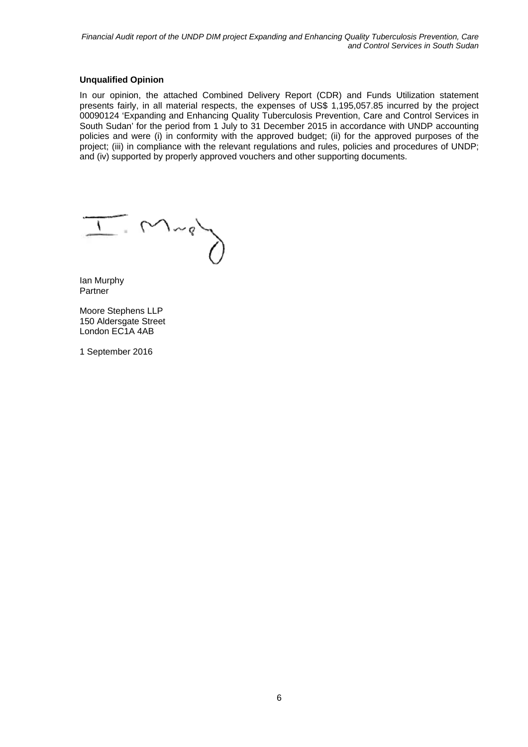**Unqualified Opinion**

In our opinion, the attached Combined Delivery Report (CDR) and Funds Utilization statement presents fairly, in all material respects, the expenses of US$ 1,195,057.85 incurred by the project 00090124 'Expanding and Enhancing Quality Tuberculosis Prevention, Care and Control Services in South Sudan' for the period from 1 July to 31 December 2015 in accordance with UNDP accounting policies and were (i) in conformity with the approved budget; (ii) for the approved purposes of the project; (iii) in compliance with the relevant regulations and rules, policies and procedures of UNDP; and (iv) supported by properly approved vouchers and other supporting documents.

I. Murphy

Ian Murphy
Partner

Moore Stephens LLP
150 Aldersgate Street
London EC1A 4AB

1 September 2016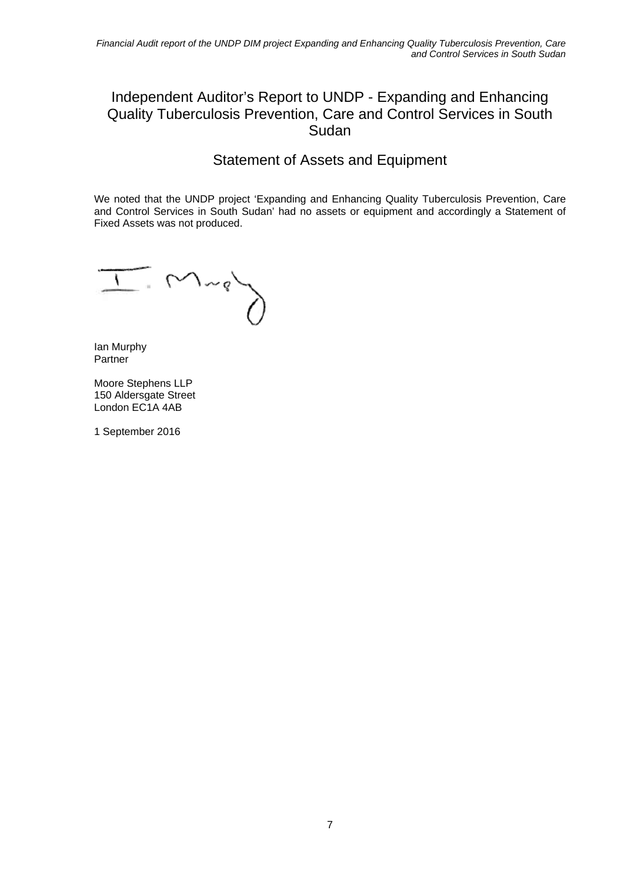# Independent Auditor's Report to UNDP - Expanding and Enhancing Quality Tuberculosis Prevention, Care and Control Services in South Sudan

## Statement of Assets and Equipment

We noted that the UNDP project 'Expanding and Enhancing Quality Tuberculosis Prevention, Care and Control Services in South Sudan' had no assets or equipment and accordingly a Statement of Fixed Assets was not produced.

Ian Murphy
Partner

Moore Stephens LLP
150 Aldersgate Street
London EC1A 4AB

1 September 2016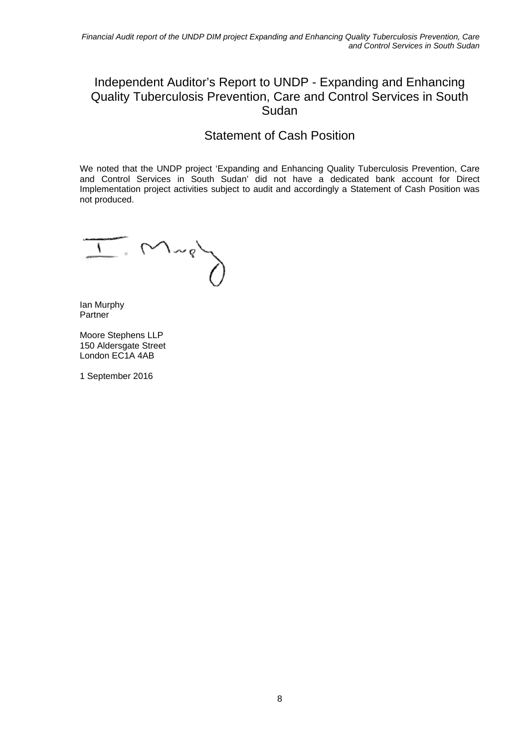# Independent Auditor's Report to UNDP - Expanding and Enhancing Quality Tuberculosis Prevention, Care and Control Services in South Sudan

## Statement of Cash Position

We noted that the UNDP project 'Expanding and Enhancing Quality Tuberculosis Prevention, Care and Control Services in South Sudan' did not have a dedicated bank account for Direct Implementation project activities subject to audit and accordingly a Statement of Cash Position was not produced.

I. Murphy

Ian Murphy
Partner

Moore Stephens LLP
150 Aldersgate Street
London EC1A 4AB

1 September 2016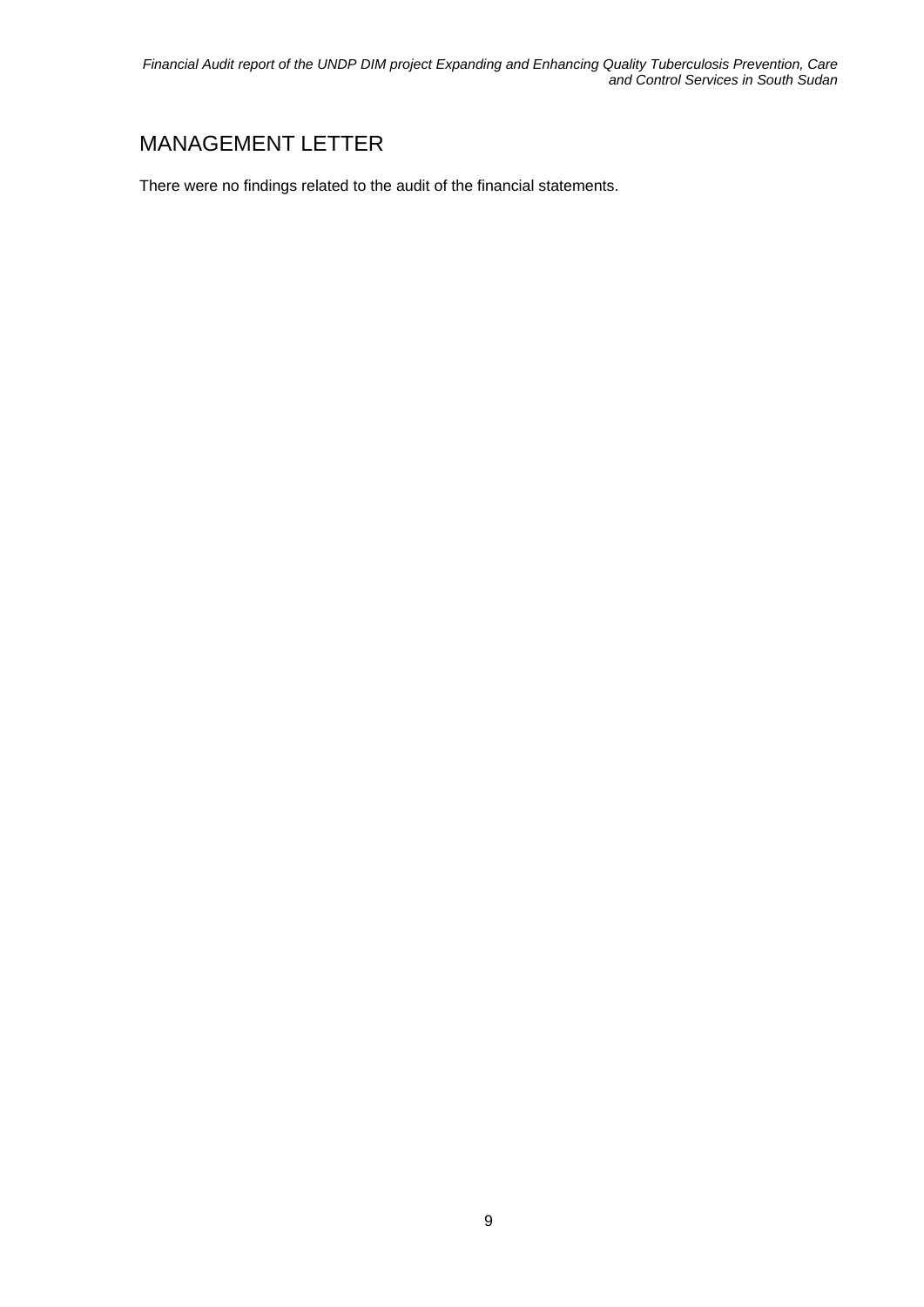# MANAGEMENT LETTER

There were no findings related to the audit of the financial statements.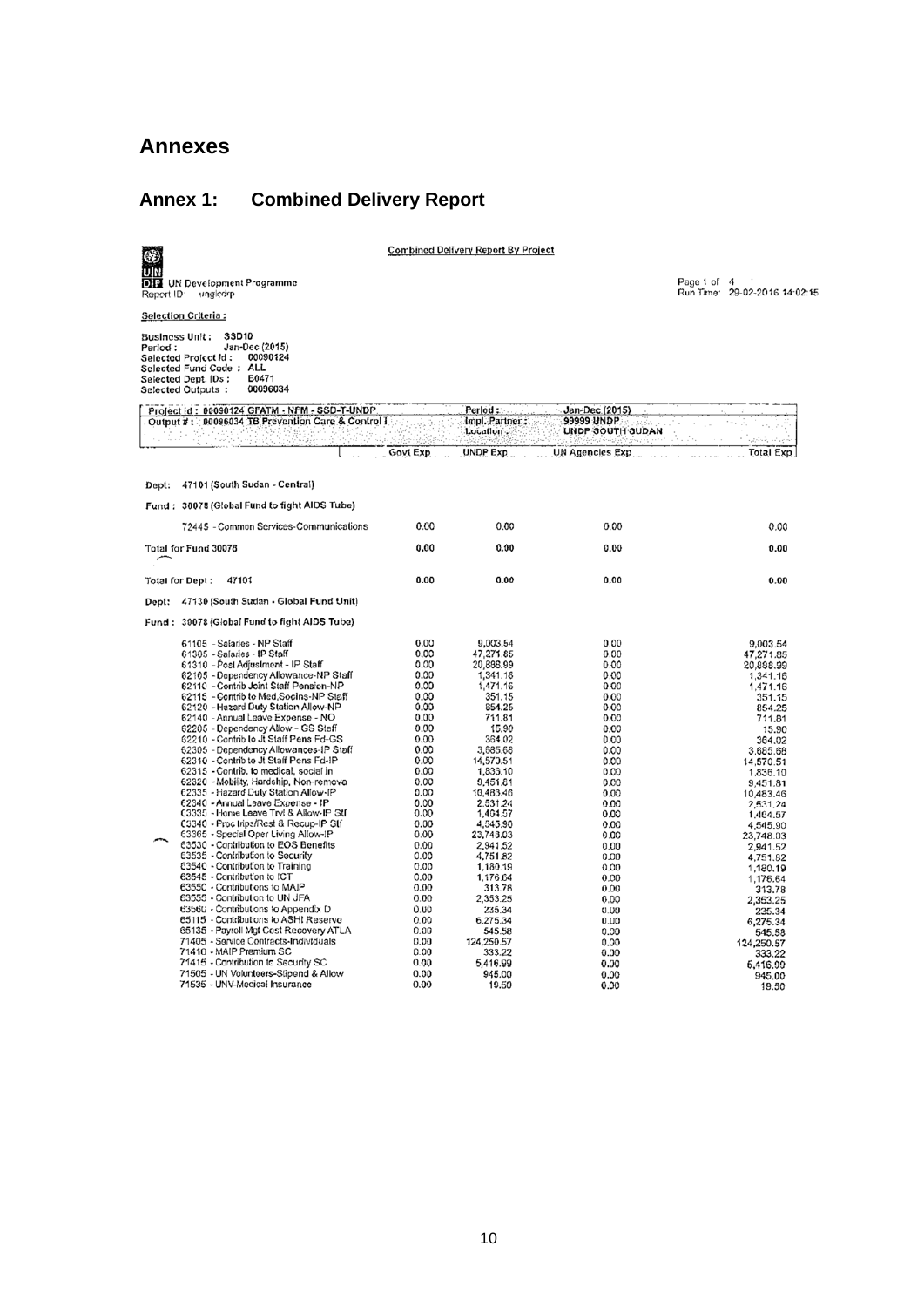# Annexes

## Annex 1: Combined Delivery Report

**Combined Delivery Report By Project**

UN Development Programme
Report ID: ungledrp

Page 1 of 4
Run Time: 29-02-2016 14:02:15

**Selection Criteria :**

Business Unit : SSD10
Period : Jan-Dec (2015)
Selected Project Id : 00090124
Selected Fund Code : ALL
Selected Dept. IDs : B0471
Selected Outputs : 00096034

Project Id : 00090124 GFATM - NFM - SSD-T-UNDP | Period : Jan-Dec (2015)
Output # : 00096034 TB Prevention Care & Control I | Impl. Partner : 99999 UNDP
Location : UNDP SOUTH SUDAN

| | Govt Exp | UNDP Exp | UN Agencies Exp | Total Exp |
|---|---|---|---|---|
| **Dept: 47101 (South Sudan - Central)** | | | | |
| **Fund : 30078 (Global Fund to fight AIDS Tube)** | | | | |
| 72445 - Common Services-Communications | 0.00 | 0.00 | 0.00 | 0.00 |
| Total for Fund 30078 | 0.00 | 0.00 | 0.00 | 0.00 |
| Total for Dept : 47101 | 0.00 | 0.00 | 0.00 | 0.00 |
| **Dept: 47130 (South Sudan - Global Fund Unit)** | | | | |
| **Fund : 30078 (Global Fund to fight AIDS Tube)** | | | | |
| 61105 - Salaries - NP Staff | 0.00 | 9,003.54 | 0.00 | 9,003.54 |
| 61305 - Salaries - IP Staff | 0.00 | 47,271.85 | 0.00 | 47,271.85 |
| 61310 - Post Adjustment - IP Staff | 0.00 | 20,888.99 | 0.00 | 20,888.99 |
| 62105 - Dependency Allowance-NP Staff | 0.00 | 1,341.16 | 0.00 | 1,341.16 |
| 62110 - Contrib Joint Staff Pension-NP | 0.00 | 1,471.16 | 0.00 | 1,471.16 |
| 62115 - Contrib to Med,Socins-NP Staff | 0.00 | 351.15 | 0.00 | 351.15 |
| 62120 - Hazard Duty Station Allow-NP | 0.00 | 854.25 | 0.00 | 854.25 |
| 62140 - Annual Leave Expense - NO | 0.00 | 711.81 | 0.00 | 711.81 |
| 62205 - Dependency Allow - GS Staff | 0.00 | 15.90 | 0.00 | 15.90 |
| 62210 - Contrib to Jt Staff Pens Fd-GS | 0.00 | 364.02 | 0.00 | 364.02 |
| 62305 - Dependency Allowances-IP Staff | 0.00 | 3,685.68 | 0.00 | 3,685.68 |
| 62310 - Contrib to Jt Staff Pens Fd-IP | 0.00 | 14,570.51 | 0.00 | 14,570.51 |
| 62315 - Contrib. to medical, social in | 0.00 | 1,836.10 | 0.00 | 1,836.10 |
| 62320 - Mobility, Hardship, Non-remova | 0.00 | 9,451.81 | 0.00 | 9,451.81 |
| 62335 - Hazard Duty Station Allow-IP | 0.00 | 10,483.46 | 0.00 | 10,483.46 |
| 62340 - Annual Leave Expense - IP | 0.00 | 2,531.24 | 0.00 | 2,531.24 |
| 63335 - Home Leave Trvl & Allow-IP Stf | 0.00 | 1,464.57 | 0.00 | 1,464.57 |
| 63340 - Proc trips/Rest & Recup-IP Stf | 0.00 | 4,545.90 | 0.00 | 4,545.90 |
| 63365 - Special Oper Living Allow-IP | 0.00 | 23,748.03 | 0.00 | 23,748.03 |
| 63530 - Contribution to EOS Benefits | 0.00 | 2,941.52 | 0.00 | 2,941.52 |
| 63535 - Contribution to Security | 0.00 | 4,751.82 | 0.00 | 4,751.82 |
| 63540 - Contribution to Training | 0.00 | 1,180.19 | 0.00 | 1,180.19 |
| 63545 - Contribution to ICT | 0.00 | 1,176.64 | 0.00 | 1,176.64 |
| 63550 - Contributions to MAIP | 0.00 | 313.78 | 0.00 | 313.78 |
| 63555 - Contribution to UN JFA | 0.00 | 2,353.25 | 0.00 | 2,353.25 |
| 63560 - Contributions to Appendix D | 0.00 | 235.34 | 0.00 | 235.34 |
| 65115 - Contributions to ASHI Reserve | 0.00 | 6,275.34 | 0.00 | 6,275.34 |
| 65135 - Payroll Mgt Cost Recovery ATLA | 0.00 | 545.58 | 0.00 | 545.58 |
| 71405 - Service Contracts-Individuals | 0.00 | 124,250.57 | 0.00 | 124,250.57 |
| 71410 - MAIP Premium SC | 0.00 | 333.22 | 0.00 | 333.22 |
| 71415 - Contribution to Security SC | 0.00 | 5,416.99 | 0.00 | 5,416.99 |
| 71505 - UN Volunteers-Stipend & Allow | 0.00 | 945.00 | 0.00 | 945.00 |
| 71535 - UNV-Medical Insurance | 0.00 | 19.50 | 0.00 | 19.50 |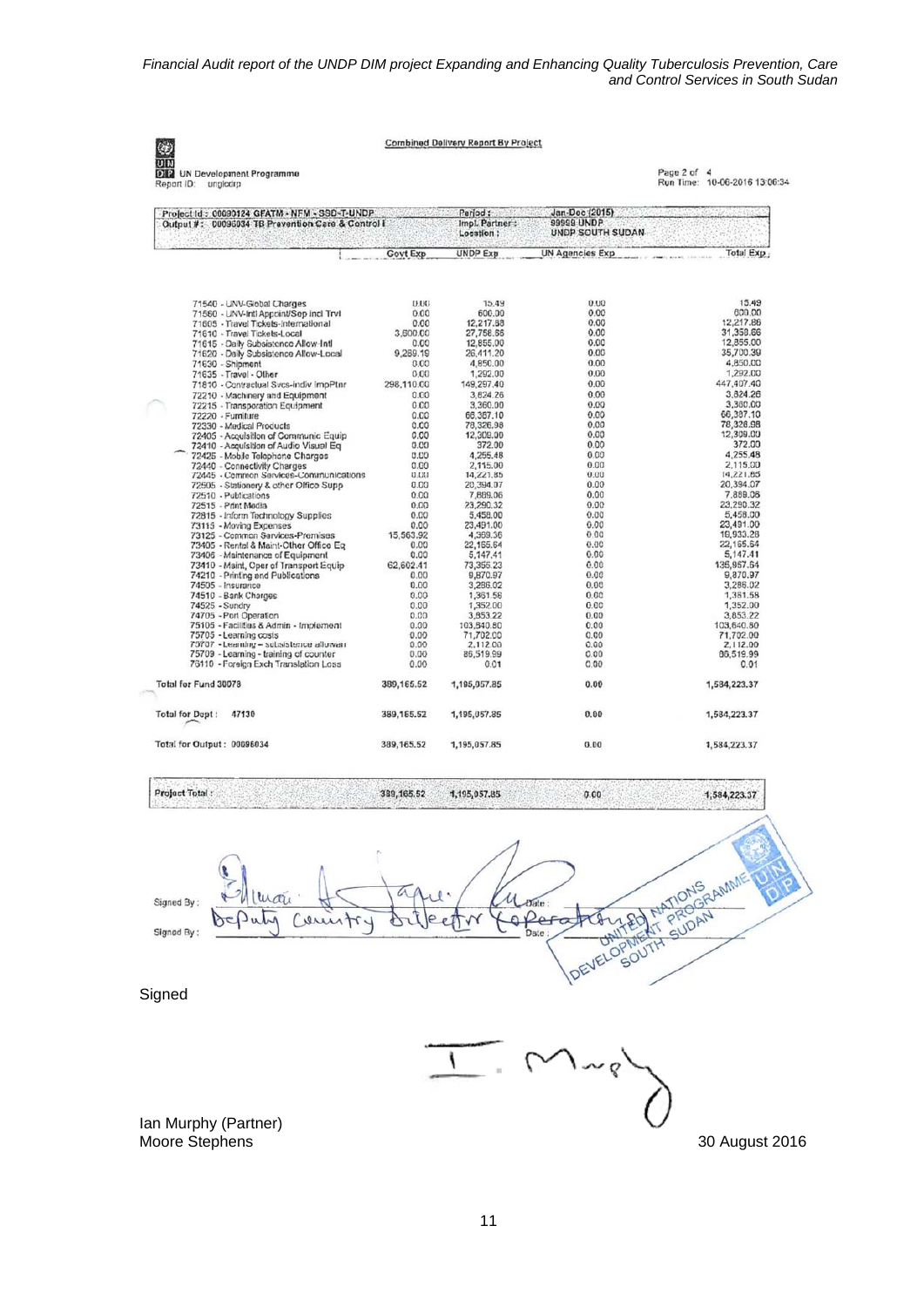Combined Delivery Report By Project

UN Development Programme
Report ID: ungicdrp

Page 2 of 4
Run Time: 10-06-2016 13:06:34

| Project Id : 00090124 GFATM - NFM - SSD-T-UNDP | Period : | Jan-Dec (2015) | |
|---|---|---|---|
| Output # : 00096034 TB Prevention Care & Control I | Impl. Partner : | 99999 UNDP | |
| | Location : | UNDP SOUTH SUDAN | |

| | Govt Exp | UNDP Exp | UN Agencies Exp | Total Exp |
|---|---|---|---|---|
| 71540 - UNV-Global Charges | 0.00 | 15.49 | 0.00 | 15.49 |
| 71560 - UNV-Intl Appoint/Sep incl Trvl | 0.00 | 600.00 | 0.00 | 600.00 |
| 71605 - Travel Tickets-International | 0.00 | 12,217.88 | 0.00 | 12,217.88 |
| 71610 - Travel Tickets-Local | 3,600.00 | 27,758.66 | 0.00 | 31,358.66 |
| 71615 - Daily Subsistence Allow-Intl | 0.00 | 12,855.00 | 0.00 | 12,855.00 |
| 71620 - Daily Subsistence Allow-Local | 9,289.19 | 26,411.20 | 0.00 | 35,700.39 |
| 71630 - Shipment | 0.00 | 4,850.00 | 0.00 | 4,850.00 |
| 71635 - Travel - Other | 0.00 | 1,292.00 | 0.00 | 1,292.00 |
| 71810 - Contractual Svcs-Indiv ImpPtnr | 298,110.00 | 149,297.40 | 0.00 | 447,407.40 |
| 72210 - Machinery and Equipment | 0.00 | 3,824.26 | 0.00 | 3,824.26 |
| 72215 - Transporation Equipment | 0.00 | 3,360.00 | 0.00 | 3,360.00 |
| 72220 - Furniture | 0.00 | 66,387.10 | 0.00 | 66,387.10 |
| 72330 - Medical Products | 0.00 | 78,328.98 | 0.00 | 78,328.98 |
| 72405 - Acquisition of Communic Equip | 0.00 | 12,309.00 | 0.00 | 12,309.00 |
| 72410 - Acquisition of Audio Visual Eq | 0.00 | 372.00 | 0.00 | 372.00 |
| 72425 - Mobile Telephone Charges | 0.00 | 4,255.48 | 0.00 | 4,255.48 |
| 72440 - Connectivity Charges | 0.00 | 2,115.00 | 0.00 | 2,115.00 |
| 72445 - Common Services-Communications | 0.00 | 14,221.85 | 0.00 | 14,221.85 |
| 72505 - Stationery & other Office Supp | 0.00 | 20,394.07 | 0.00 | 20,394.07 |
| 72510 - Publications | 0.00 | 7,889.06 | 0.00 | 7,889.06 |
| 72515 - Print Media | 0.00 | 23,290.32 | 0.00 | 23,290.32 |
| 72815 - Inform Technology Supplies | 0.00 | 5,458.00 | 0.00 | 5,458.00 |
| 73115 - Moving Expenses | 0.00 | 23,491.00 | 0.00 | 23,491.00 |
| 73125 - Common Services-Premises | 15,563.92 | 4,369.36 | 0.00 | 19,933.28 |
| 73405 - Rental & Maint-Other Office Eq | 0.00 | 22,165.64 | 0.00 | 22,165.64 |
| 73406 - Maintenance of Equipment | 0.00 | 5,147.41 | 0.00 | 5,147.41 |
| 73410 - Maint, Oper of Transport Equip | 62,602.41 | 73,355.23 | 0.00 | 135,957.64 |
| 74210 - Printing and Publications | 0.00 | 9,870.97 | 0.00 | 9,870.97 |
| 74505 - Insurance | 0.00 | 3,286.02 | 0.00 | 3,286.02 |
| 74510 - Bank Charges | 0.00 | 1,361.58 | 0.00 | 1,361.58 |
| 74525 - Sundry | 0.00 | 1,352.00 | 0.00 | 1,352.00 |
| 74705 - Port Operation | 0.00 | 3,853.22 | 0.00 | 3,853.22 |
| 75105 - Facilities & Admin - Implement | 0.00 | 103,640.80 | 0.00 | 103,640.80 |
| 75705 - Learning costs | 0.00 | 71,702.00 | 0.00 | 71,702.00 |
| 75707 - Learning - subsistence allowan | 0.00 | 2,112.00 | 0.00 | 2,112.00 |
| 75709 - Learning - training of counter | 0.00 | 86,519.99 | 0.00 | 86,519.99 |
| 76110 - Foreign Exch Translation Loss | 0.00 | 0.01 | 0.00 | 0.01 |
| **Total for Fund 30078** | 389,165.52 | 1,195,057.85 | 0.00 | 1,584,223.37 |
| **Total for Dept : 47130** | 389,165.52 | 1,195,057.85 | 0.00 | 1,584,223.37 |
| **Total for Output : 00096034** | 389,165.52 | 1,195,057.85 | 0.00 | 1,584,223.37 |
| **Project Total :** | 389,165.52 | 1,195,057.85 | 0.00 | 1,584,223.37 |

Signed By: Deputy Country Director Operations — Date:

Signed By: — Date:

UNITED NATIONS DEVELOPMENT PROGRAMME SOUTH SUDAN

Signed

Ian Murphy (Partner)
Moore Stephens

30 August 2016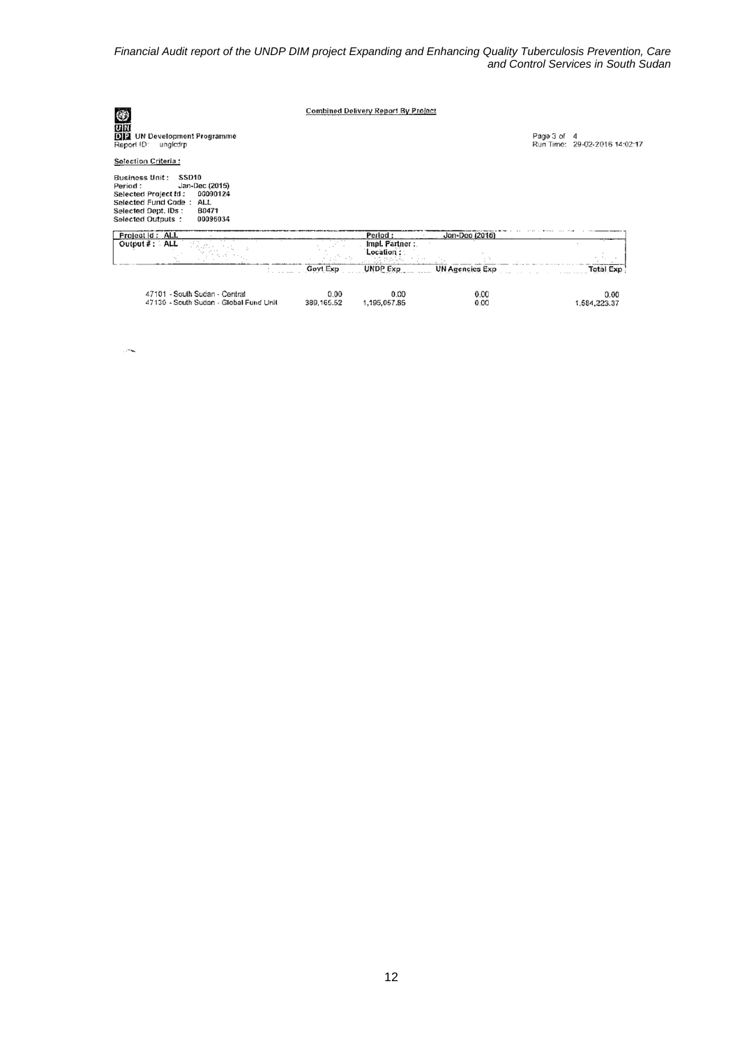**Combined Delivery Report By Project**

UN Development Programme
Report ID: unglcdrp

Page 3 of 4
Run Time: 29-02-2016 14:02:17

**Selection Criteria :**

Business Unit : SSD10
Period : Jan-Dec (2015)
Selected Project Id : 00090124
Selected Fund Code : ALL
Selected Dept. IDs : B0471
Selected Outputs : 00096034

| Project Id : ALL | Period : | Jan-Dec (2015) | | |
|---|---|---|---|---|
| Output # : ALL | Impl. Partner : | | | |
| | Location : | | | |
| | **Govt Exp** | **UNDP Exp** | **UN Agencies Exp** | **Total Exp** |
| 47101 - South Sudan - Central | 0.00 | 0.00 | 0.00 | 0.00 |
| 47130 - South Sudan - Global Fund Unit | 389,165.52 | 1,195,057.85 | 0.00 | 1,584,223.37 |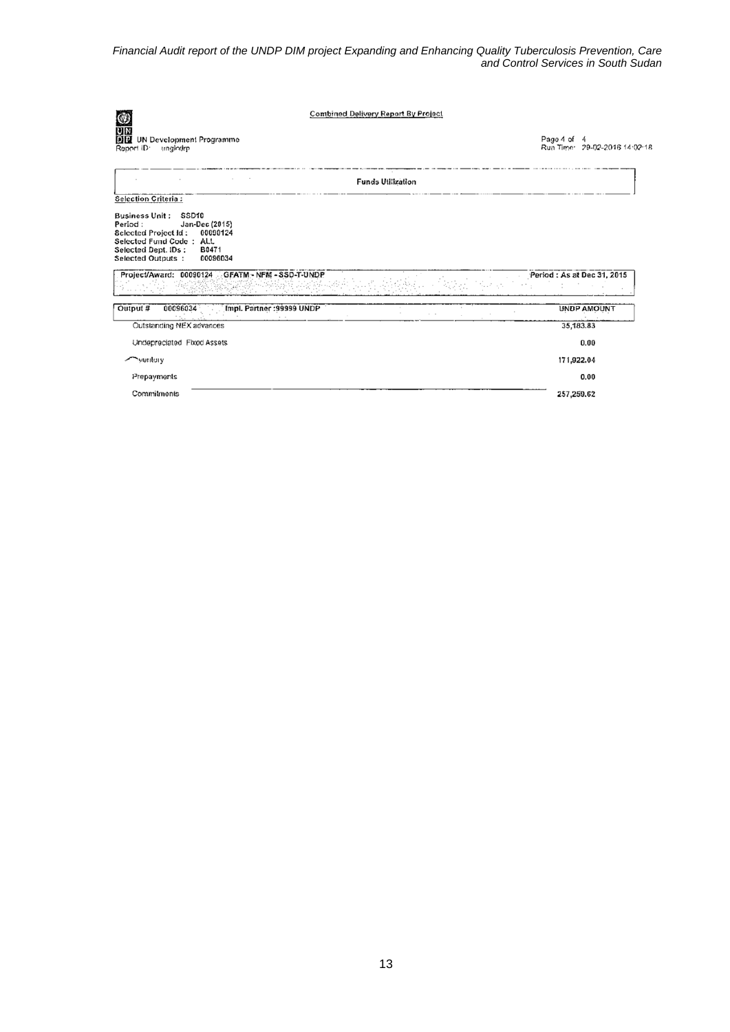**Combined Delivery Report By Project**

UN Development Programme
Report ID: unglcdrp

Page 4 of 4
Run Time: 29-02-2016 14:02:18

**Funds Utilization**

**Selection Criteria :**

**Business Unit :** SSD10
Period : Jan-Dec (2015)
Selected Project Id : 00090124
Selected Fund Code : ALL
Selected Dept. IDs : B0471
Selected Outputs : 00096034

**Project/Award: 00090124 GFATM - NFM - SSD-T-UNDP** — **Period : As at Dec 31, 2015**

| Output # 00096034 Impl. Partner :99999 UNDP | UNDP AMOUNT |
|---|---|
| Outstanding NEX advances | 35,183.83 |
| Undepreciated Fixed Assets | 0.00 |
| Inventory | 171,922.04 |
| Prepayments | 0.00 |
| Commitments | 257,259.62 |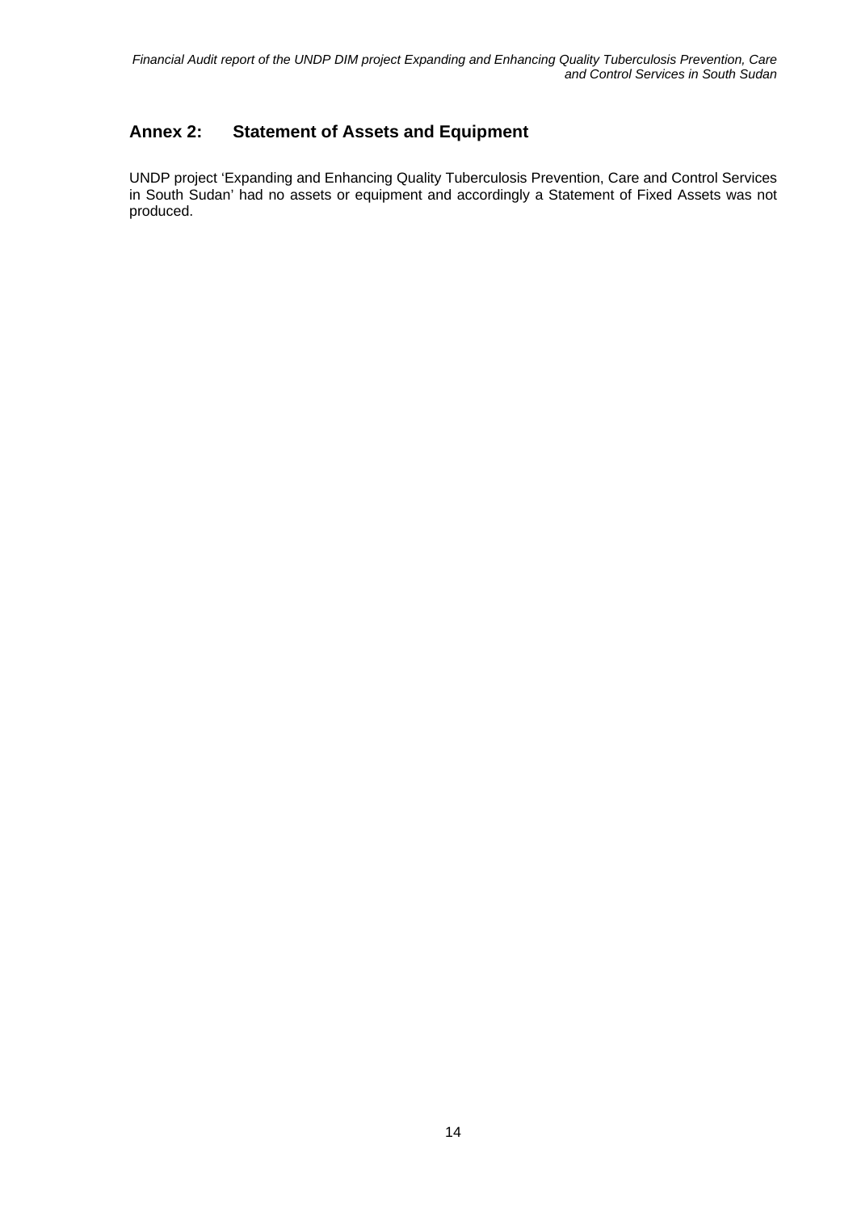## Annex 2: Statement of Assets and Equipment

UNDP project 'Expanding and Enhancing Quality Tuberculosis Prevention, Care and Control Services in South Sudan' had no assets or equipment and accordingly a Statement of Fixed Assets was not produced.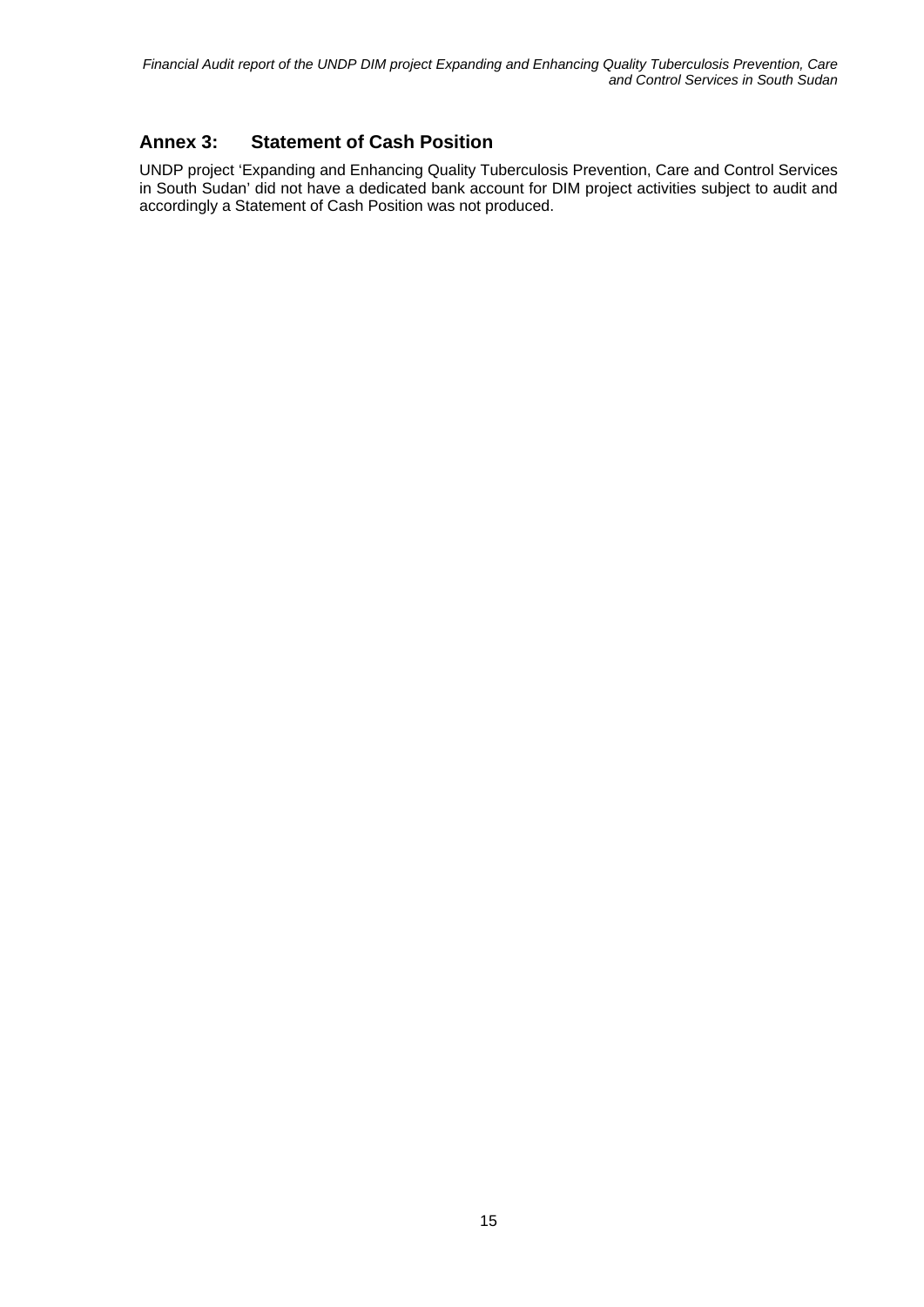## Annex 3: Statement of Cash Position

UNDP project 'Expanding and Enhancing Quality Tuberculosis Prevention, Care and Control Services in South Sudan' did not have a dedicated bank account for DIM project activities subject to audit and accordingly a Statement of Cash Position was not produced.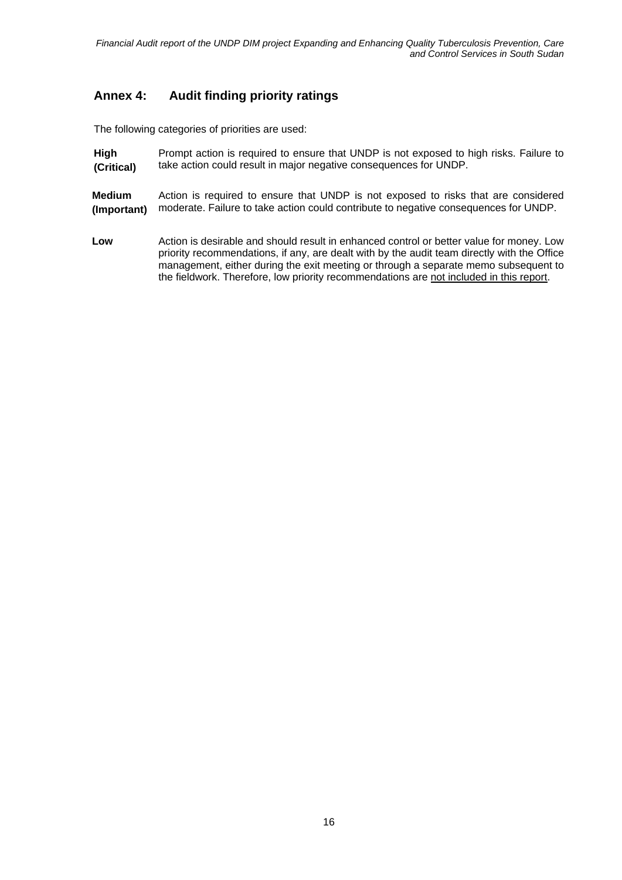## Annex 4: Audit finding priority ratings

The following categories of priorities are used:

| | |
|---|---|
| **High (Critical)** | Prompt action is required to ensure that UNDP is not exposed to high risks. Failure to take action could result in major negative consequences for UNDP. |
| **Medium (Important)** | Action is required to ensure that UNDP is not exposed to risks that are considered moderate. Failure to take action could contribute to negative consequences for UNDP. |
| **Low** | Action is desirable and should result in enhanced control or better value for money. Low priority recommendations, if any, are dealt with by the audit team directly with the Office management, either during the exit meeting or through a separate memo subsequent to the fieldwork. Therefore, low priority recommendations are not included in this report. |